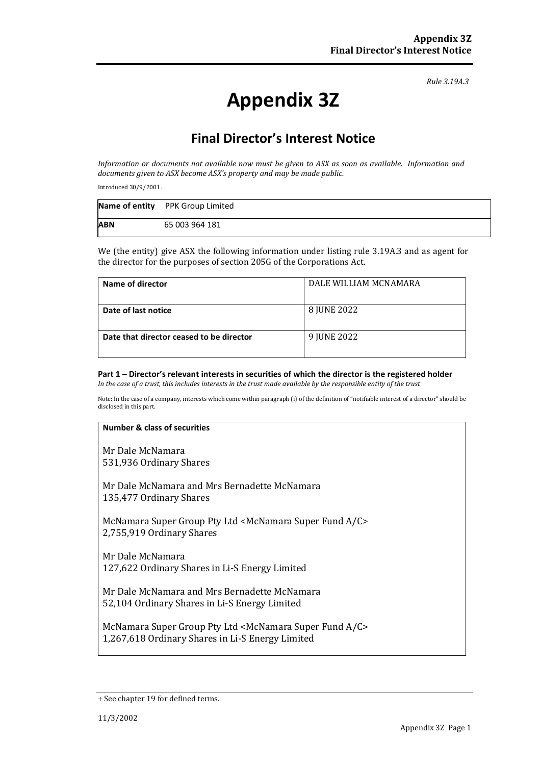*Rule 3.19A.3*

# Appendix 3Z

## Final Director's Interest Notice

*Information or documents not available now must be given to ASX as soon as available. Information and documents given to ASX become ASX's property and may be made public.*

Introduced 30/9/2001.

| **Name of entity** | PPK Group Limited |
|---|---|
| **ABN** | 65 003 964 181 |

We (the entity) give ASX the following information under listing rule 3.19A.3 and as agent for the director for the purposes of section 205G of the Corporations Act.

| **Name of director** | DALE WILLIAM MCNAMARA |
|---|---|
| **Date of last notice** | 8 JUNE 2022 |
| **Date that director ceased to be director** | 9 JUNE 2022 |

### Part 1 – Director's relevant interests in securities of which the director is the registered holder

*In the case of a trust, this includes interests in the trust made available by the responsible entity of the trust*

Note: In the case of a company, interests which come within paragraph (i) of the definition of "notifiable interest of a director" should be disclosed in this part.

| **Number & class of securities** |
|---|
| Mr Dale McNamara<br>531,936 Ordinary Shares<br><br>Mr Dale McNamara and Mrs Bernadette McNamara<br>135,477 Ordinary Shares<br><br>McNamara Super Group Pty Ltd <McNamara Super Fund A/C><br>2,755,919 Ordinary Shares<br><br>Mr Dale McNamara<br>127,622 Ordinary Shares in Li-S Energy Limited<br><br>Mr Dale McNamara and Mrs Bernadette McNamara<br>52,104 Ordinary Shares in Li-S Energy Limited<br><br>McNamara Super Group Pty Ltd <McNamara Super Fund A/C><br>1,267,618 Ordinary Shares in Li-S Energy Limited |

+ See chapter 19 for defined terms.

11/3/2002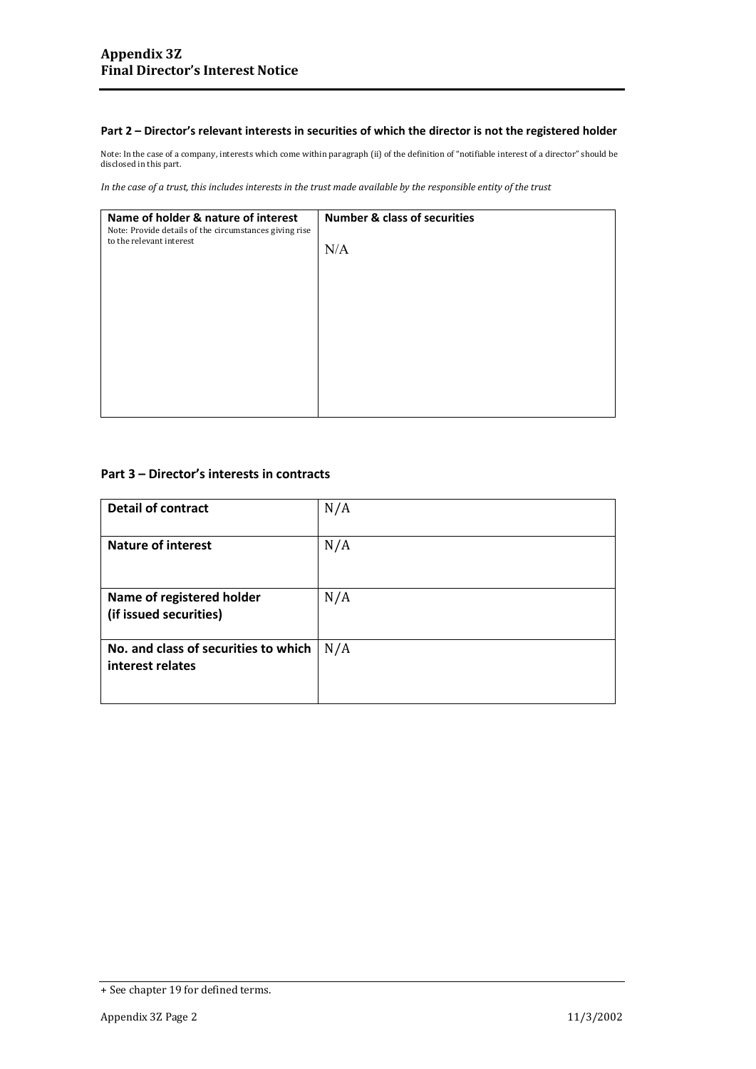### Part 2 – Director's relevant interests in securities of which the director is not the registered holder

Note: In the case of a company, interests which come within paragraph (ii) of the definition of "notifiable interest of a director" should be disclosed in this part.

*In the case of a trust, this includes interests in the trust made available by the responsible entity of the trust*

| **Name of holder & nature of interest**<br>Note: Provide details of the circumstances giving rise to the relevant interest | **Number & class of securities** |
|---|---|
| | N/A |

### Part 3 – Director's interests in contracts

| | |
|---|---|
| **Detail of contract** | N/A |
| **Nature of interest** | N/A |
| **Name of registered holder (if issued securities)** | N/A |
| **No. and class of securities to which interest relates** | N/A |

+ See chapter 19 for defined terms.